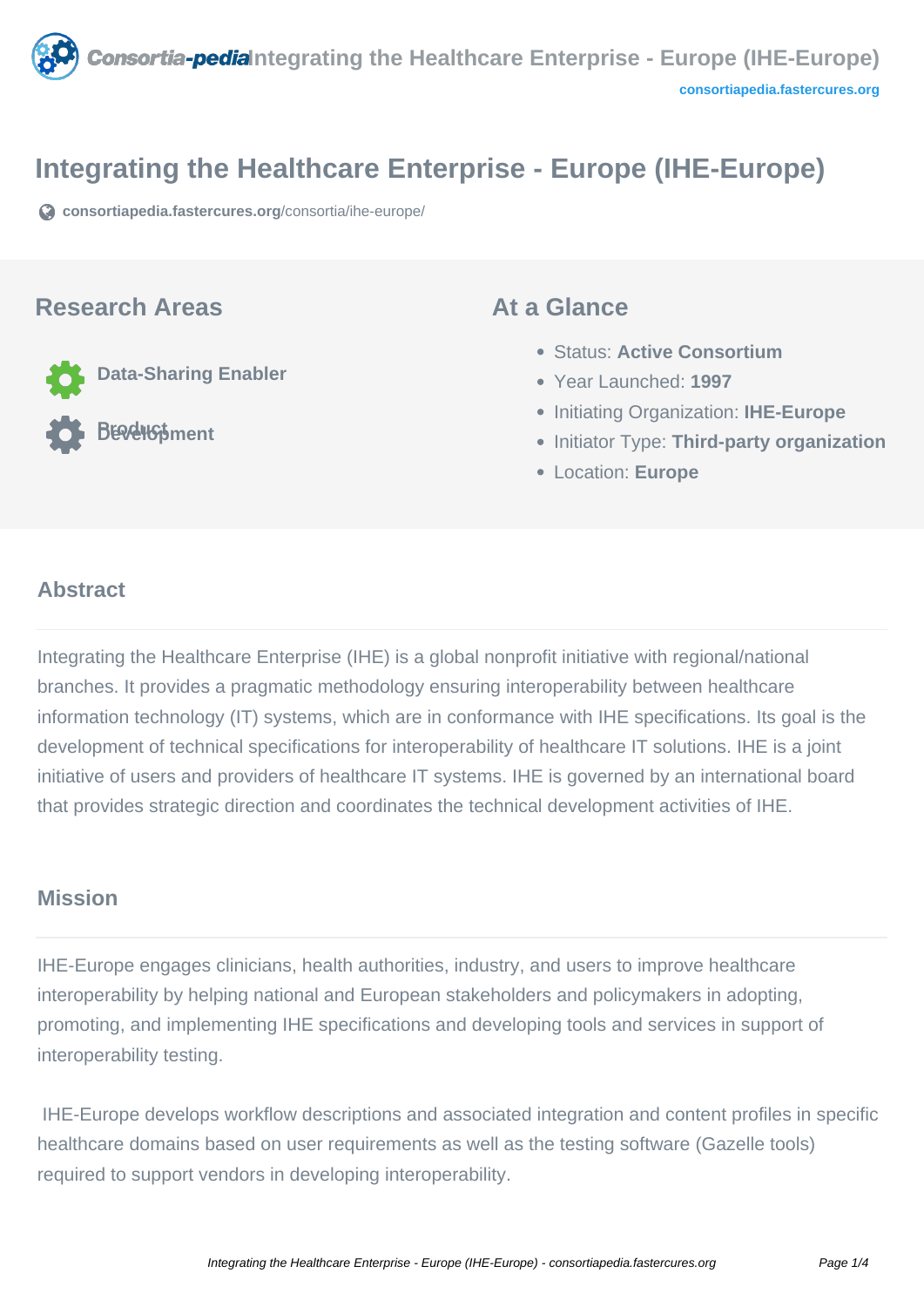# Integrating the Healthcare Enterprise - Europe (IHE-Europe)

consortiapedia.fastercures.org/consortia/ihe-europe/

## Research Areas

- Data-Sharing Enabler
- Product Development

## At a Glance

- Status: **Active Consortium**
- Year Launched: **1997**
- Initiating Organization: **IHE-Europe**
- Initiator Type: **Third-party organization**
- Location: **Europe**

## Abstract

Integrating the Healthcare Enterprise (IHE) is a global nonprofit initiative with regional/national branches. It provides a pragmatic methodology ensuring interoperability between healthcare information technology (IT) systems, which are in conformance with IHE specifications. Its goal is the development of technical specifications for interoperability of healthcare IT solutions. IHE is a joint initiative of users and providers of healthcare IT systems. IHE is governed by an international board that provides strategic direction and coordinates the technical development activities of IHE.

## Mission

IHE-Europe engages clinicians, health authorities, industry, and users to improve healthcare interoperability by helping national and European stakeholders and policymakers in adopting, promoting, and implementing IHE specifications and developing tools and services in support of interoperability testing.

IHE-Europe develops workflow descriptions and associated integration and content profiles in specific healthcare domains based on user requirements as well as the testing software (Gazelle tools) required to support vendors in developing interoperability.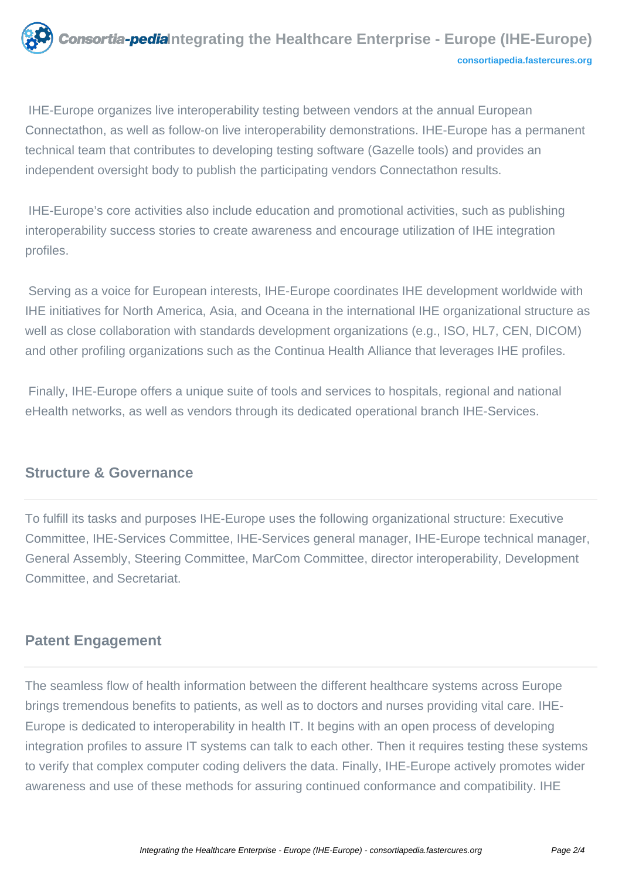IHE-Europe organizes live interoperability testing between vendors at the annual European Connectathon, as well as follow-on live interoperability demonstrations. IHE-Europe has a permanent technical team that contributes to developing testing software (Gazelle tools) and provides an independent oversight body to publish the participating vendors Connectathon results.

IHE-Europe's core activities also include education and promotional activities, such as publishing interoperability success stories to create awareness and encourage utilization of IHE integration profiles.

Serving as a voice for European interests, IHE-Europe coordinates IHE development worldwide with IHE initiatives for North America, Asia, and Oceana in the international IHE organizational structure as well as close collaboration with standards development organizations (e.g., ISO, HL7, CEN, DICOM) and other profiling organizations such as the Continua Health Alliance that leverages IHE profiles.

Finally, IHE-Europe offers a unique suite of tools and services to hospitals, regional and national eHealth networks, as well as vendors through its dedicated operational branch IHE-Services.

## Structure & Governance

To fulfill its tasks and purposes IHE-Europe uses the following organizational structure: Executive Committee, IHE-Services Committee, IHE-Services general manager, IHE-Europe technical manager, General Assembly, Steering Committee, MarCom Committee, director interoperability, Development Committee, and Secretariat.

## Patent Engagement

The seamless flow of health information between the different healthcare systems across Europe brings tremendous benefits to patients, as well as to doctors and nurses providing vital care. IHE-Europe is dedicated to interoperability in health IT. It begins with an open process of developing integration profiles to assure IT systems can talk to each other. Then it requires testing these systems to verify that complex computer coding delivers the data. Finally, IHE-Europe actively promotes wider awareness and use of these methods for assuring continued conformance and compatibility. IHE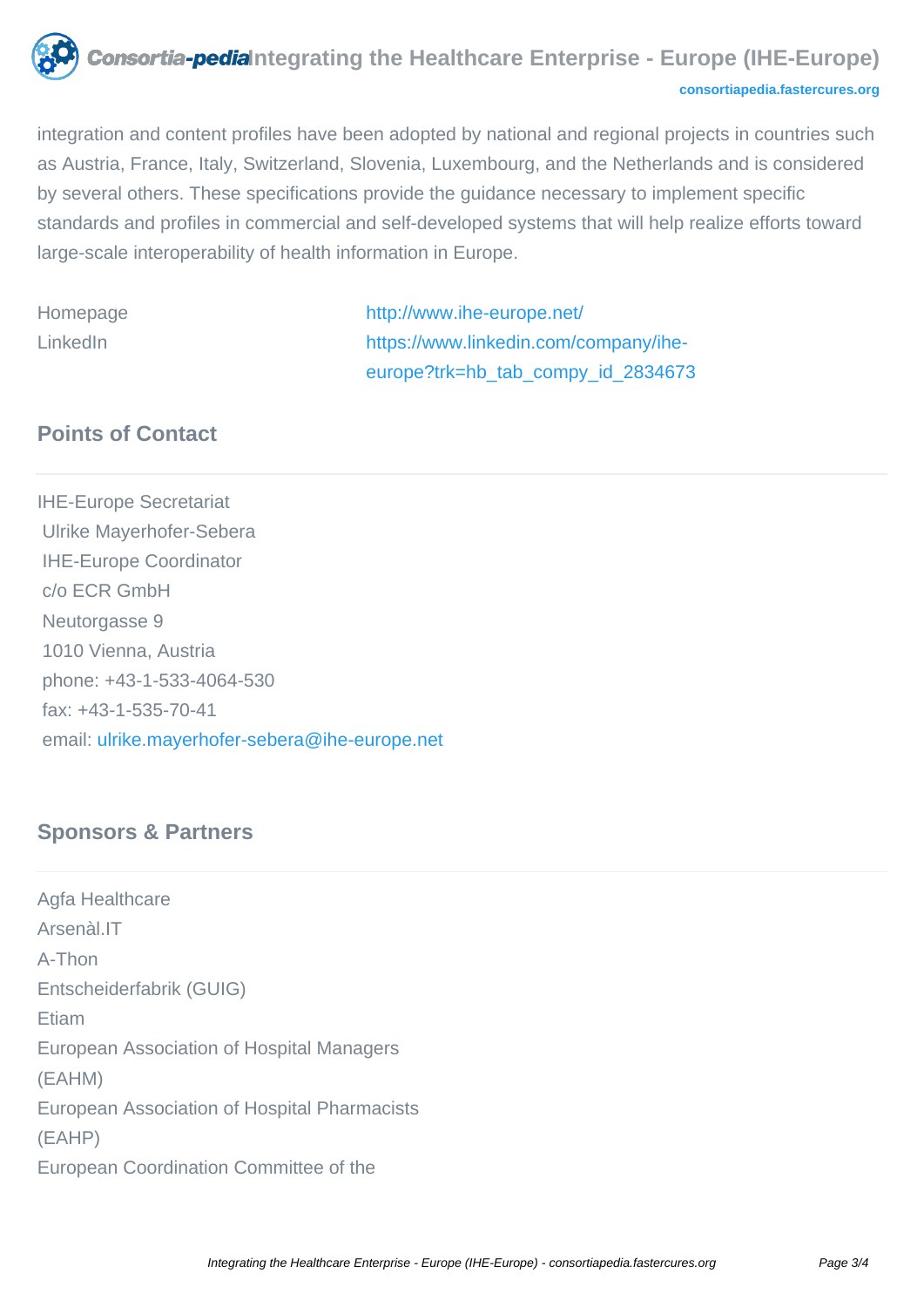integration and content profiles have been adopted by national and regional projects in countries such as Austria, France, Italy, Switzerland, Slovenia, Luxembourg, and the Netherlands and is considered by several others. These specifications provide the guidance necessary to implement specific standards and profiles in commercial and self-developed systems that will help realize efforts toward large-scale interoperability of health information in Europe.

| | |
|---|---|
| Homepage | http://www.ihe-europe.net/ |
| LinkedIn | https://www.linkedin.com/company/ihe-europe?trk=hb_tab_compy_id_2834673 |

## Points of Contact

IHE-Europe Secretariat
Ulrike Mayerhofer-Sebera
IHE-Europe Coordinator
c/o ECR GmbH
Neutorgasse 9
1010 Vienna, Austria
phone: +43-1-533-4064-530
fax: +43-1-535-70-41
email: ulrike.mayerhofer-sebera@ihe-europe.net

## Sponsors & Partners

Agfa Healthcare
Arsenàl.IT
A-Thon
Entscheiderfabrik (GUIG)
Etiam
European Association of Hospital Managers (EAHM)
European Association of Hospital Pharmacists (EAHP)
European Coordination Committee of the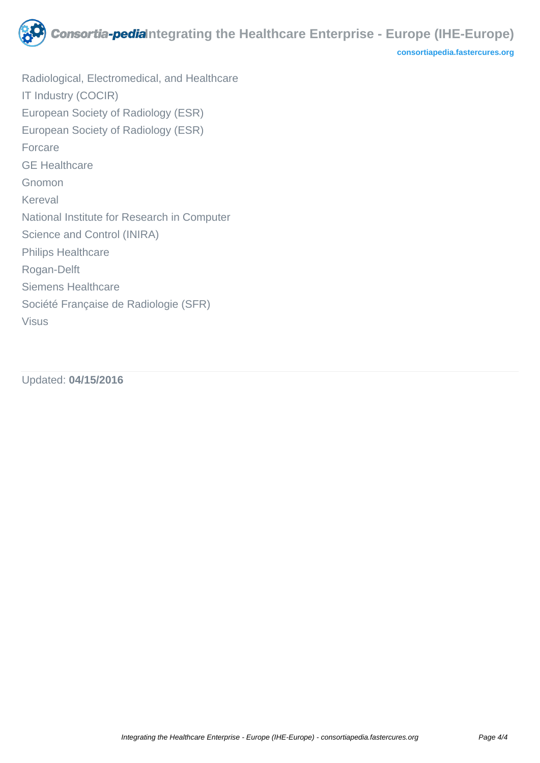Radiological, Electromedical, and Healthcare
IT Industry (COCIR)
European Society of Radiology (ESR)
European Society of Radiology (ESR)
Forcare
GE Healthcare
Gnomon
Kereval
National Institute for Research in Computer
Science and Control (INIRA)
Philips Healthcare
Rogan-Delft
Siemens Healthcare
Société Française de Radiologie (SFR)
Visus

Updated: **04/15/2016**